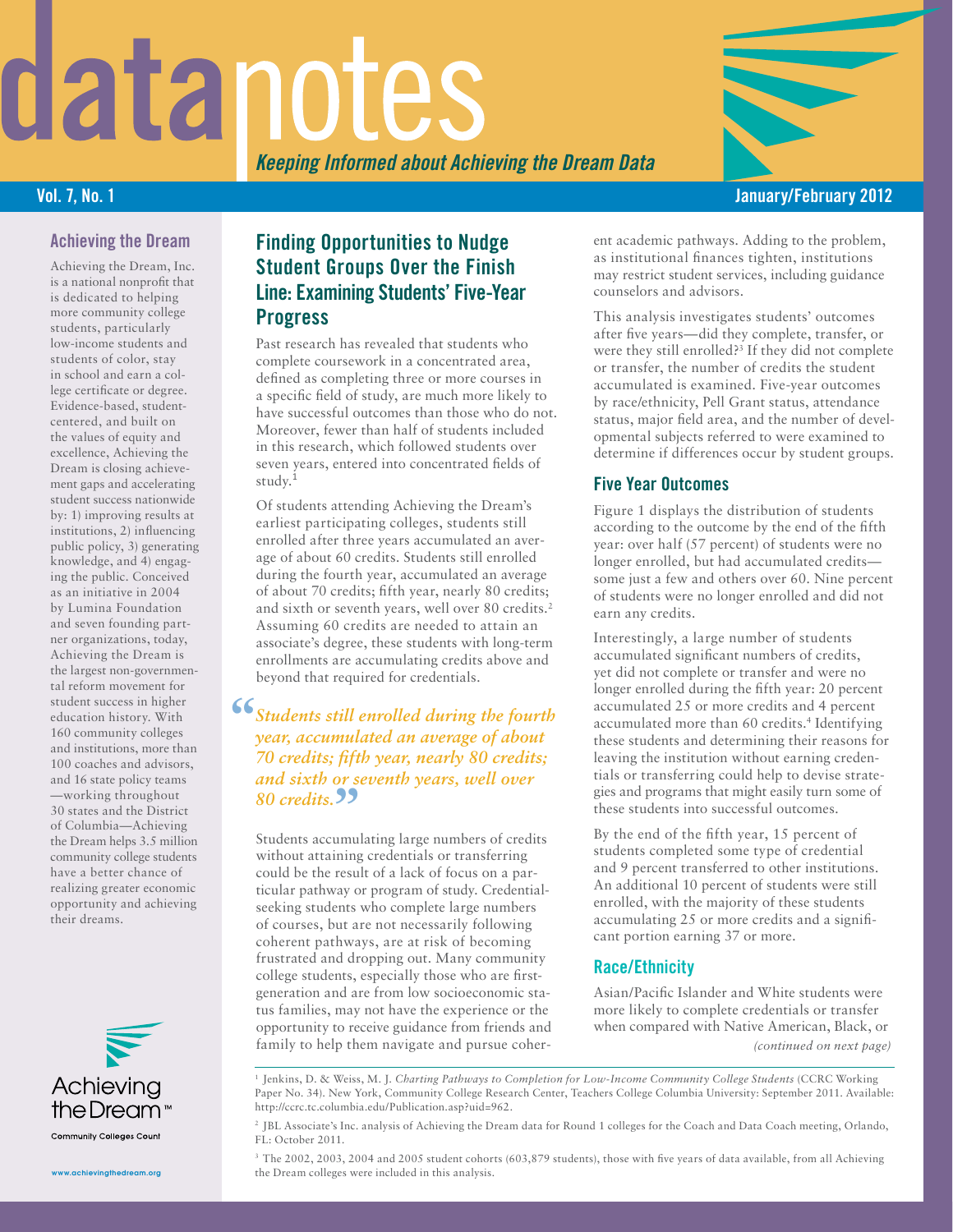# datanotes

*Keeping Informed about Achieving the Dream Data*

Vol. 7, No. 1 — January/February 2012

### Achieving the Dream

Achieving the Dream, Inc. is a national nonprofit that is dedicated to helping more community college students, particularly low-income students and students of color, stay in school and earn a college certificate or degree. Evidence-based, student-centered, and built on the values of equity and excellence, Achieving the Dream is closing achievement gaps and accelerating student success nationwide by: 1) improving results at institutions, 2) influencing public policy, 3) generating knowledge, and 4) engaging the public. Conceived as an initiative in 2004 by Lumina Foundation and seven founding partner organizations, today, Achieving the Dream is the largest non-governmental reform movement for student success in higher education history. With 160 community colleges and institutions, more than 100 coaches and advisors, and 16 state policy teams —working throughout 30 states and the District of Columbia—Achieving the Dream helps 3.5 million community college students have a better chance of realizing greater economic opportunity and achieving their dreams.

Achieving the Dream™
Community Colleges Count

www.achievingthedream.org

## Finding Opportunities to Nudge Student Groups Over the Finish Line: Examining Students' Five-Year Progress

Past research has revealed that students who complete coursework in a concentrated area, defined as completing three or more courses in a specific field of study, are much more likely to have successful outcomes than those who do not. Moreover, fewer than half of students included in this research, which followed students over seven years, entered into concentrated fields of study.[1]

Of students attending Achieving the Dream's earliest participating colleges, students still enrolled after three years accumulated an average of about 60 credits. Students still enrolled during the fourth year, accumulated an average of about 70 credits; fifth year, nearly 80 credits; and sixth or seventh years, well over 80 credits.[2] Assuming 60 credits are needed to attain an associate's degree, these students with long-term enrollments are accumulating credits above and beyond that required for credentials.

> *"Students still enrolled during the fourth year, accumulated an average of about 70 credits; fifth year, nearly 80 credits; and sixth or seventh years, well over 80 credits."*

Students accumulating large numbers of credits without attaining credentials or transferring could be the result of a lack of focus on a particular pathway or program of study. Credential-seeking students who complete large numbers of courses, but are not necessarily following coherent pathways, are at risk of becoming frustrated and dropping out. Many community college students, especially those who are first-generation and are from low socioeconomic status families, may not have the experience or the opportunity to receive guidance from friends and family to help them navigate and pursue coherent academic pathways. Adding to the problem, as institutional finances tighten, institutions may restrict student services, including guidance counselors and advisors.

This analysis investigates students' outcomes after five years—did they complete, transfer, or were they still enrolled?[3] If they did not complete or transfer, the number of credits the student accumulated is examined. Five-year outcomes by race/ethnicity, Pell Grant status, attendance status, major field area, and the number of developmental subjects referred to were examined to determine if differences occur by student groups.

### Five Year Outcomes

Figure 1 displays the distribution of students according to the outcome by the end of the fifth year: over half (57 percent) of students were no longer enrolled, but had accumulated credits—some just a few and others over 60. Nine percent of students were no longer enrolled and did not earn any credits.

Interestingly, a large number of students accumulated significant numbers of credits, yet did not complete or transfer and were no longer enrolled during the fifth year: 20 percent accumulated 25 or more credits and 4 percent accumulated more than 60 credits.[4] Identifying these students and determining their reasons for leaving the institution without earning credentials or transferring could help to devise strategies and programs that might easily turn some of these students into successful outcomes.

By the end of the fifth year, 15 percent of students completed some type of credential and 9 percent transferred to other institutions. An additional 10 percent of students were still enrolled, with the majority of these students accumulating 25 or more credits and a significant portion earning 37 or more.

### Race/Ethnicity

Asian/Pacific Islander and White students were more likely to complete credentials or transfer when compared with Native American, Black, or

*(continued on next page)*

---

[1] Jenkins, D. & Weiss, M. J. *Charting Pathways to Completion for Low-Income Community College Students* (CCRC Working Paper No. 34). New York, Community College Research Center, Teachers College Columbia University: September 2011. Available: http://ccrc.tc.columbia.edu/Publication.asp?uid=962.

[2] JBL Associate's Inc. analysis of Achieving the Dream data for Round 1 colleges for the Coach and Data Coach meeting, Orlando, FL: October 2011.

[3] The 2002, 2003, 2004 and 2005 student cohorts (603,879 students), those with five years of data available, from all Achieving the Dream colleges were included in this analysis.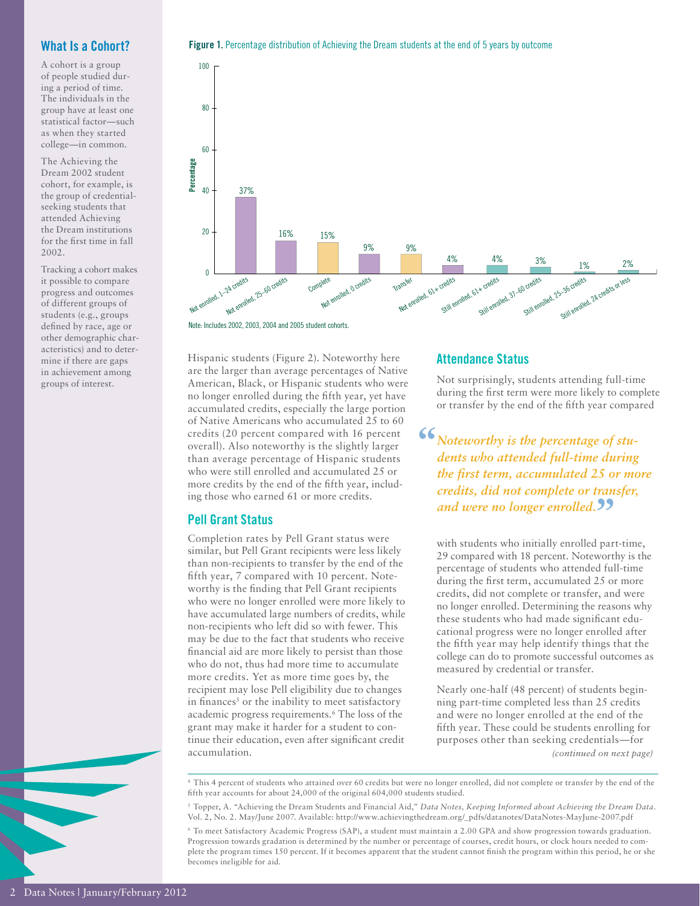## What Is a Cohort?

A cohort is a group of people studied during a period of time. The individuals in the group have at least one statistical factor—such as when they started college—in common.

The Achieving the Dream 2002 student cohort, for example, is the group of credential-seeking students that attended Achieving the Dream institutions for the first time in fall 2002.

Tracking a cohort makes it possible to compare progress and outcomes of different groups of students (e.g., groups defined by race, age or other demographic characteristics) and to determine if there are gaps in achievement among groups of interest.

**Figure 1.** Percentage distribution of Achieving the Dream students at the end of 5 years by outcome

| Outcome | Percentage |
|---|---|
| Not enrolled, 1–24 credits | 37% |
| Not enrolled, 25–60 credits | 16% |
| Complete | 15% |
| Not enrolled, 0 credits | 9% |
| Transfer | 9% |
| Not enrolled, 61+ credits | 4% |
| Still enrolled, 61+ credits | 4% |
| Still enrolled, 37–60 credits | 3% |
| Still enrolled, 25–36 credits | 1% |
| Still enrolled, 24 credits or less | 2% |

Note: Includes 2002, 2003, 2004 and 2005 student cohorts.

Hispanic students (Figure 2). Noteworthy here are the larger than average percentages of Native American, Black, or Hispanic students who were no longer enrolled during the fifth year, yet have accumulated credits, especially the large portion of Native Americans who accumulated 25 to 60 credits (20 percent compared with 16 percent overall). Also noteworthy is the slightly larger than average percentage of Hispanic students who were still enrolled and accumulated 25 or more credits by the end of the fifth year, including those who earned 61 or more credits.

### Pell Grant Status

Completion rates by Pell Grant status were similar, but Pell Grant recipients were less likely than non-recipients to transfer by the end of the fifth year, 7 compared with 10 percent. Noteworthy is the finding that Pell Grant recipients who were no longer enrolled were more likely to have accumulated large numbers of credits, while non-recipients who left did so with fewer. This may be due to the fact that students who receive financial aid are more likely to persist than those who do not, thus had more time to accumulate more credits. Yet as more time goes by, the recipient may lose Pell eligibility due to changes in finances[5] or the inability to meet satisfactory academic progress requirements.[6] The loss of the grant may make it harder for a student to continue their education, even after significant credit accumulation.

### Attendance Status

Not surprisingly, students attending full-time during the first term were more likely to complete or transfer by the end of the fifth year compared

> *"Noteworthy is the percentage of students who attended full-time during the first term, accumulated 25 or more credits, did not complete or transfer, and were no longer enrolled."*

with students who initially enrolled part-time, 29 compared with 18 percent. Noteworthy is the percentage of students who attended full-time during the first term, accumulated 25 or more credits, did not complete or transfer, and were no longer enrolled. Determining the reasons why these students who had made significant educational progress were no longer enrolled after the fifth year may help identify things that the college can do to promote successful outcomes as measured by credential or transfer.

Nearly one-half (48 percent) of students beginning part-time completed less than 25 credits and were no longer enrolled at the end of the fifth year. These could be students enrolling for purposes other than seeking credentials—for

*(continued on next page)*

---

[4] This 4 percent of students who attained over 60 credits but were no longer enrolled, did not complete or transfer by the end of the fifth year accounts for about 24,000 of the original 604,000 students studied.

[5] Topper, A. "Achieving the Dream Students and Financial Aid," *Data Notes, Keeping Informed about Achieving the Dream Data.* Vol. 2, No. 2. May/June 2007. Available: http://www.achievingthedream.org/_pdfs/datanotes/DataNotes-MayJune-2007.pdf

[6] To meet Satisfactory Academic Progress (SAP), a student must maintain a 2.00 GPA and show progression towards graduation. Progression towards gradation is determined by the number or percentage of courses, credit hours, or clock hours needed to complete the program times 150 percent. If it becomes apparent that the student cannot finish the program within this period, he or she becomes ineligible for aid.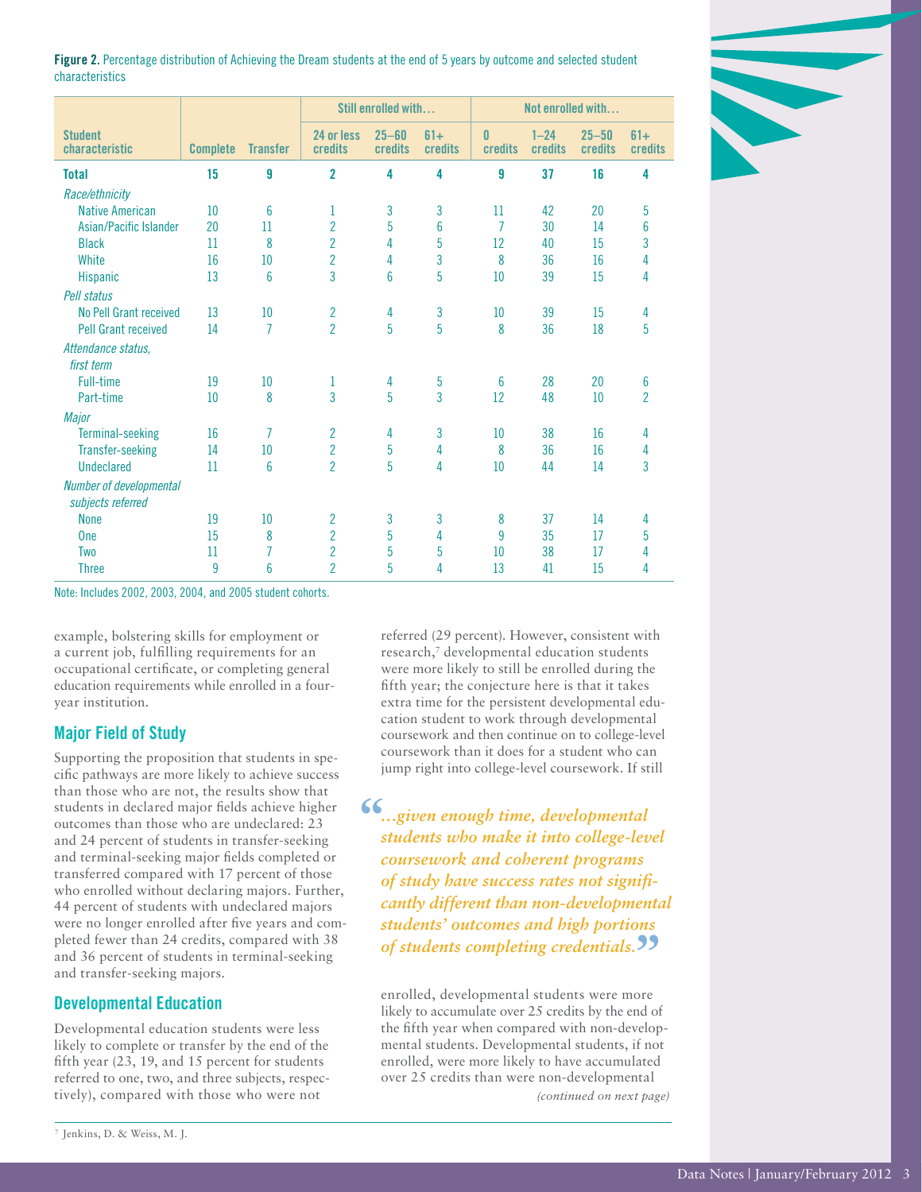**Figure 2.** Percentage distribution of Achieving the Dream students at the end of 5 years by outcome and selected student characteristics

| Student characteristic | Complete | Transfer | Still enrolled with… 24 or less credits | Still enrolled with… 25–60 credits | Still enrolled with… 61+ credits | Not enrolled with… 0 credits | Not enrolled with… 1–24 credits | Not enrolled with… 25–50 credits | Not enrolled with… 61+ credits |
|---|---|---|---|---|---|---|---|---|---|
| **Total** | **15** | **9** | **2** | **4** | **4** | **9** | **37** | **16** | **4** |
| *Race/ethnicity* | | | | | | | | | |
| Native American | 10 | 6 | 1 | 3 | 3 | 11 | 42 | 20 | 5 |
| Asian/Pacific Islander | 20 | 11 | 2 | 5 | 6 | 7 | 30 | 14 | 6 |
| Black | 11 | 8 | 2 | 4 | 5 | 12 | 40 | 15 | 3 |
| White | 16 | 10 | 2 | 4 | 3 | 8 | 36 | 16 | 4 |
| Hispanic | 13 | 6 | 3 | 6 | 5 | 10 | 39 | 15 | 4 |
| *Pell status* | | | | | | | | | |
| No Pell Grant received | 13 | 10 | 2 | 4 | 3 | 10 | 39 | 15 | 4 |
| Pell Grant received | 14 | 7 | 2 | 5 | 5 | 8 | 36 | 18 | 5 |
| *Attendance status, first term* | | | | | | | | | |
| Full-time | 19 | 10 | 1 | 4 | 5 | 6 | 28 | 20 | 6 |
| Part-time | 10 | 8 | 3 | 5 | 3 | 12 | 48 | 10 | 2 |
| *Major* | | | | | | | | | |
| Terminal-seeking | 16 | 7 | 2 | 4 | 3 | 10 | 38 | 16 | 4 |
| Transfer-seeking | 14 | 10 | 2 | 5 | 4 | 8 | 36 | 16 | 4 |
| Undeclared | 11 | 6 | 2 | 5 | 4 | 10 | 44 | 14 | 3 |
| *Number of developmental subjects referred* | | | | | | | | | |
| None | 19 | 10 | 2 | 3 | 3 | 8 | 37 | 14 | 4 |
| One | 15 | 8 | 2 | 5 | 4 | 9 | 35 | 17 | 5 |
| Two | 11 | 7 | 2 | 5 | 5 | 10 | 38 | 17 | 4 |
| Three | 9 | 6 | 2 | 5 | 4 | 13 | 41 | 15 | 4 |

Note: Includes 2002, 2003, 2004, and 2005 student cohorts.

example, bolstering skills for employment or a current job, fulfilling requirements for an occupational certificate, or completing general education requirements while enrolled in a four-year institution.

## Major Field of Study

Supporting the proposition that students in specific pathways are more likely to achieve success than those who are not, the results show that students in declared major fields achieve higher outcomes than those who are undeclared: 23 and 24 percent of students in transfer-seeking and terminal-seeking major fields completed or transferred compared with 17 percent of those who enrolled without declaring majors. Further, 44 percent of students with undeclared majors were no longer enrolled after five years and completed fewer than 24 credits, compared with 38 and 36 percent of students in terminal-seeking and transfer-seeking majors.

## Developmental Education

Developmental education students were less likely to complete or transfer by the end of the fifth year (23, 19, and 15 percent for students referred to one, two, and three subjects, respectively), compared with those who were not referred (29 percent). However, consistent with research,[7] developmental education students were more likely to still be enrolled during the fifth year; the conjecture here is that it takes extra time for the persistent developmental education student to work through developmental coursework and then continue on to college-level coursework than it does for a student who can jump right into college-level coursework. If still enrolled, developmental students were more likely to accumulate over 25 credits by the end of the fifth year when compared with non-developmental students. Developmental students, if not enrolled, were more likely to have accumulated over 25 credits than were non-developmental

> *"…given enough time, developmental students who make it into college-level coursework and coherent programs of study have success rates not significantly different than non-developmental students' outcomes and high portions of students completing credentials."*

*(continued on next page)*

[7] Jenkins, D. & Weiss, M. J.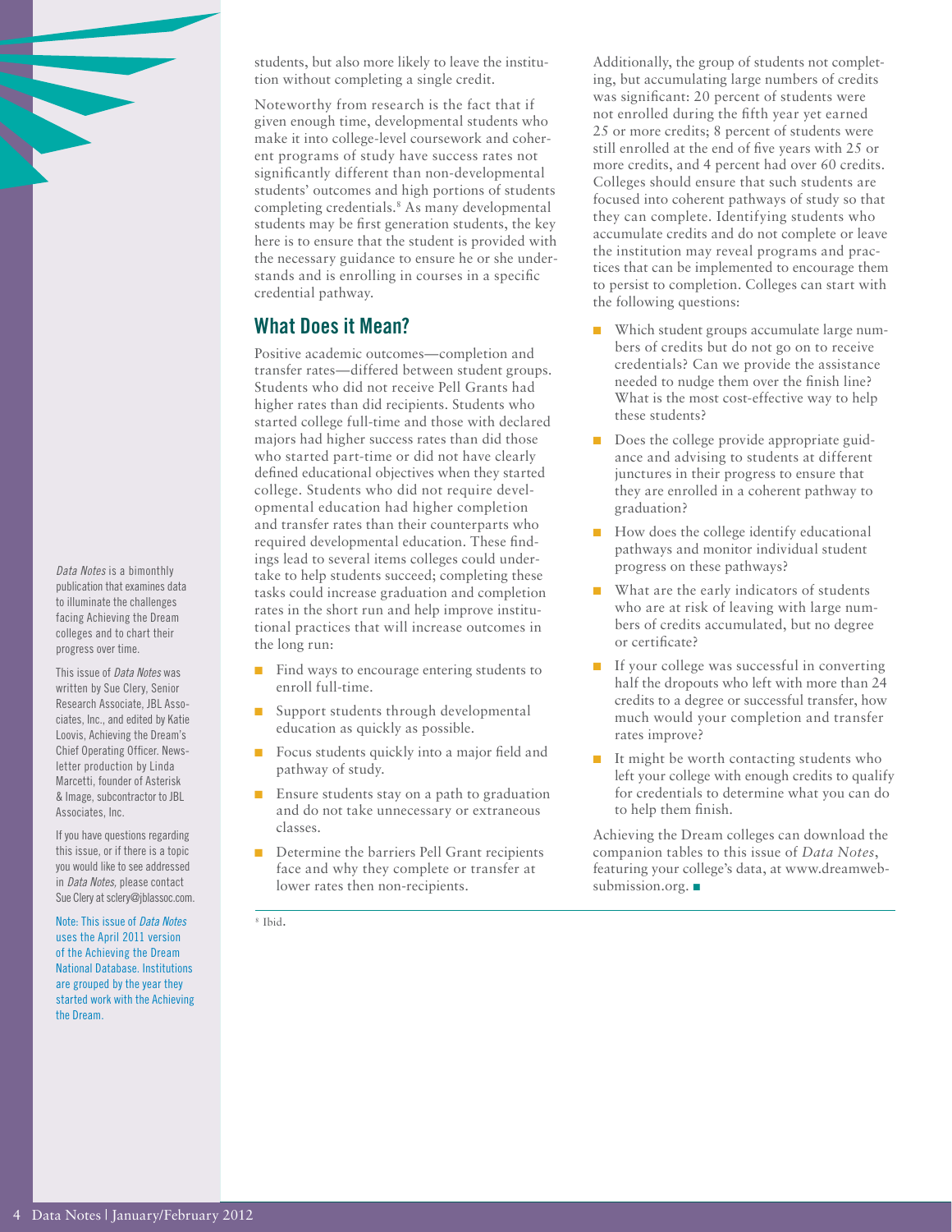students, but also more likely to leave the institution without completing a single credit.

Noteworthy from research is the fact that if given enough time, developmental students who make it into college-level coursework and coherent programs of study have success rates not significantly different than non-developmental students' outcomes and high portions of students completing credentials.[8] As many developmental students may be first generation students, the key here is to ensure that the student is provided with the necessary guidance to ensure he or she understands and is enrolling in courses in a specific credential pathway.

## What Does it Mean?

Positive academic outcomes—completion and transfer rates—differed between student groups. Students who did not receive Pell Grants had higher rates than did recipients. Students who started college full-time and those with declared majors had higher success rates than did those who started part-time or did not have clearly defined educational objectives when they started college. Students who did not require developmental education had higher completion and transfer rates than their counterparts who required developmental education. These findings lead to several items colleges could undertake to help students succeed; completing these tasks could increase graduation and completion rates in the short run and help improve institutional practices that will increase outcomes in the long run:

- Find ways to encourage entering students to enroll full-time.
- Support students through developmental education as quickly as possible.
- Focus students quickly into a major field and pathway of study.
- Ensure students stay on a path to graduation and do not take unnecessary or extraneous classes.
- Determine the barriers Pell Grant recipients face and why they complete or transfer at lower rates then non-recipients.

Additionally, the group of students not completing, but accumulating large numbers of credits was significant: 20 percent of students were not enrolled during the fifth year yet earned 25 or more credits; 8 percent of students were still enrolled at the end of five years with 25 or more credits, and 4 percent had over 60 credits. Colleges should ensure that such students are focused into coherent pathways of study so that they can complete. Identifying students who accumulate credits and do not complete or leave the institution may reveal programs and practices that can be implemented to encourage them to persist to completion. Colleges can start with the following questions:

- Which student groups accumulate large numbers of credits but do not go on to receive credentials? Can we provide the assistance needed to nudge them over the finish line? What is the most cost-effective way to help these students?
- Does the college provide appropriate guidance and advising to students at different junctures in their progress to ensure that they are enrolled in a coherent pathway to graduation?
- How does the college identify educational pathways and monitor individual student progress on these pathways?
- What are the early indicators of students who are at risk of leaving with large numbers of credits accumulated, but no degree or certificate?
- If your college was successful in converting half the dropouts who left with more than 24 credits to a degree or successful transfer, how much would your completion and transfer rates improve?
- It might be worth contacting students who left your college with enough credits to qualify for credentials to determine what you can do to help them finish.

Achieving the Dream colleges can download the companion tables to this issue of *Data Notes*, featuring your college's data, at www.dreamwebsubmission.org. ■

[8] Ibid.

*Data Notes* is a bimonthly publication that examines data to illuminate the challenges facing Achieving the Dream colleges and to chart their progress over time.

This issue of *Data Notes* was written by Sue Clery, Senior Research Associate, JBL Associates, Inc., and edited by Katie Loovis, Achieving the Dream's Chief Operating Officer. Newsletter production by Linda Marcetti, founder of Asterisk & Image, subcontractor to JBL Associates, Inc.

If you have questions regarding this issue, or if there is a topic you would like to see addressed in *Data Notes*, please contact Sue Clery at sclery@jblassoc.com.

Note: This issue of *Data Notes* uses the April 2011 version of the Achieving the Dream National Database. Institutions are grouped by the year they started work with the Achieving the Dream.